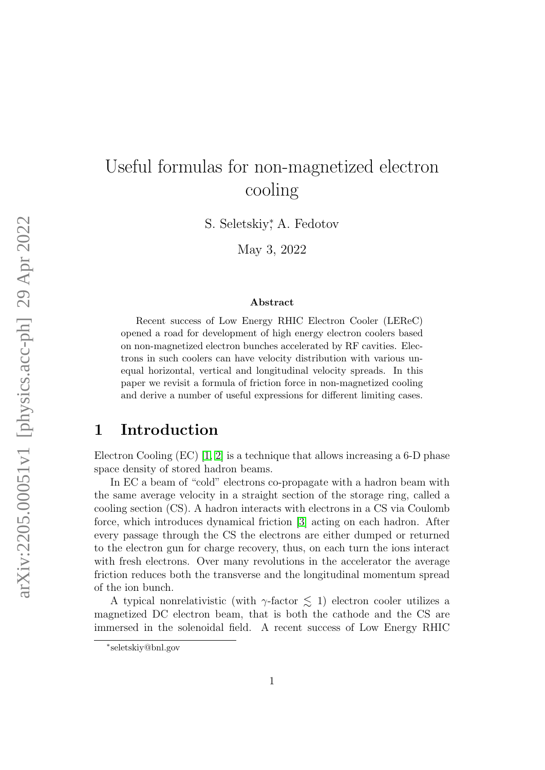# Useful formulas for non-magnetized electron cooling

S. Seletskiy*, A. Fedotov

May 3, 2022

### Abstract

Recent success of Low Energy RHIC Electron Cooler (LEReC) opened a road for development of high energy electron coolers based on non-magnetized electron bunches accelerated by RF cavities. Electrons in such coolers can have velocity distribution with various unequal horizontal, vertical and longitudinal velocity spreads. In this paper we revisit a formula of friction force in non-magnetized cooling and derive a number of useful expressions for different limiting cases.

## 1 Introduction

Electron Cooling (EC) [1, 2] is a technique that allows increasing a 6-D phase space density of stored hadron beams.

In EC a beam of "cold" electrons co-propagate with a hadron beam with the same average velocity in a straight section of the storage ring, called a cooling section (CS). A hadron interacts with electrons in a CS via Coulomb force, which introduces dynamical friction [3] acting on each hadron. After every passage through the CS the electrons are either dumped or returned to the electron gun for charge recovery, thus, on each turn the ions interact with fresh electrons. Over many revolutions in the accelerator the average friction reduces both the transverse and the longitudinal momentum spread of the ion bunch.

A typical nonrelativistic (with $\gamma$-factor $\lesssim 1$) electron cooler utilizes a magnetized DC electron beam, that is both the cathode and the CS are immersed in the solenoidal field. A recent success of Low Energy RHIC

*seletskiy@bnl.gov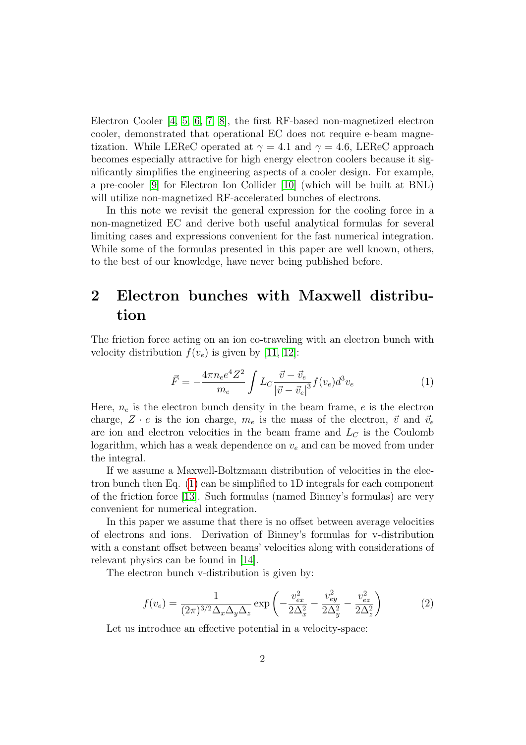Electron Cooler [4, 5, 6, 7, 8], the first RF-based non-magnetized electron cooler, demonstrated that operational EC does not require e-beam magnetization. While LEReC operated at $\gamma = 4.1$ and $\gamma = 4.6$, LEReC approach becomes especially attractive for high energy electron coolers because it significantly simplifies the engineering aspects of a cooler design. For example, a pre-cooler [9] for Electron Ion Collider [10] (which will be built at BNL) will utilize non-magnetized RF-accelerated bunches of electrons.

In this note we revisit the general expression for the cooling force in a non-magnetized EC and derive both useful analytical formulas for several limiting cases and expressions convenient for the fast numerical integration. While some of the formulas presented in this paper are well known, others, to the best of our knowledge, have never being published before.

## 2 Electron bunches with Maxwell distribution

The friction force acting on an ion co-traveling with an electron bunch with velocity distribution $f(v_e)$ is given by [11, 12]:

$$\vec{F} = -\frac{4\pi n_e e^4 Z^2}{m_e} \int L_C \frac{\vec{v} - \vec{v}_e}{|\vec{v} - \vec{v}_e|^3} f(v_e) d^3 v_e \tag{1}$$

Here, $n_e$ is the electron bunch density in the beam frame, $e$ is the electron charge, $Z \cdot e$ is the ion charge, $m_e$ is the mass of the electron, $\vec{v}$ and $\vec{v}_e$ are ion and electron velocities in the beam frame and $L_C$ is the Coulomb logarithm, which has a weak dependence on $v_e$ and can be moved from under the integral.

If we assume a Maxwell-Boltzmann distribution of velocities in the electron bunch then Eq. (1) can be simplified to 1D integrals for each component of the friction force [13]. Such formulas (named Binney's formulas) are very convenient for numerical integration.

In this paper we assume that there is no offset between average velocities of electrons and ions. Derivation of Binney's formulas for v-distribution with a constant offset between beams' velocities along with considerations of relevant physics can be found in [14].

The electron bunch v-distribution is given by:

$$f(v_e) = \frac{1}{(2\pi)^{3/2} \Delta_x \Delta_y \Delta_z} \exp\left(-\frac{v_{ex}^2}{2\Delta_x^2} - \frac{v_{ey}^2}{2\Delta_y^2} - \frac{v_{ez}^2}{2\Delta_z^2}\right) \tag{2}$$

Let us introduce an effective potential in a velocity-space: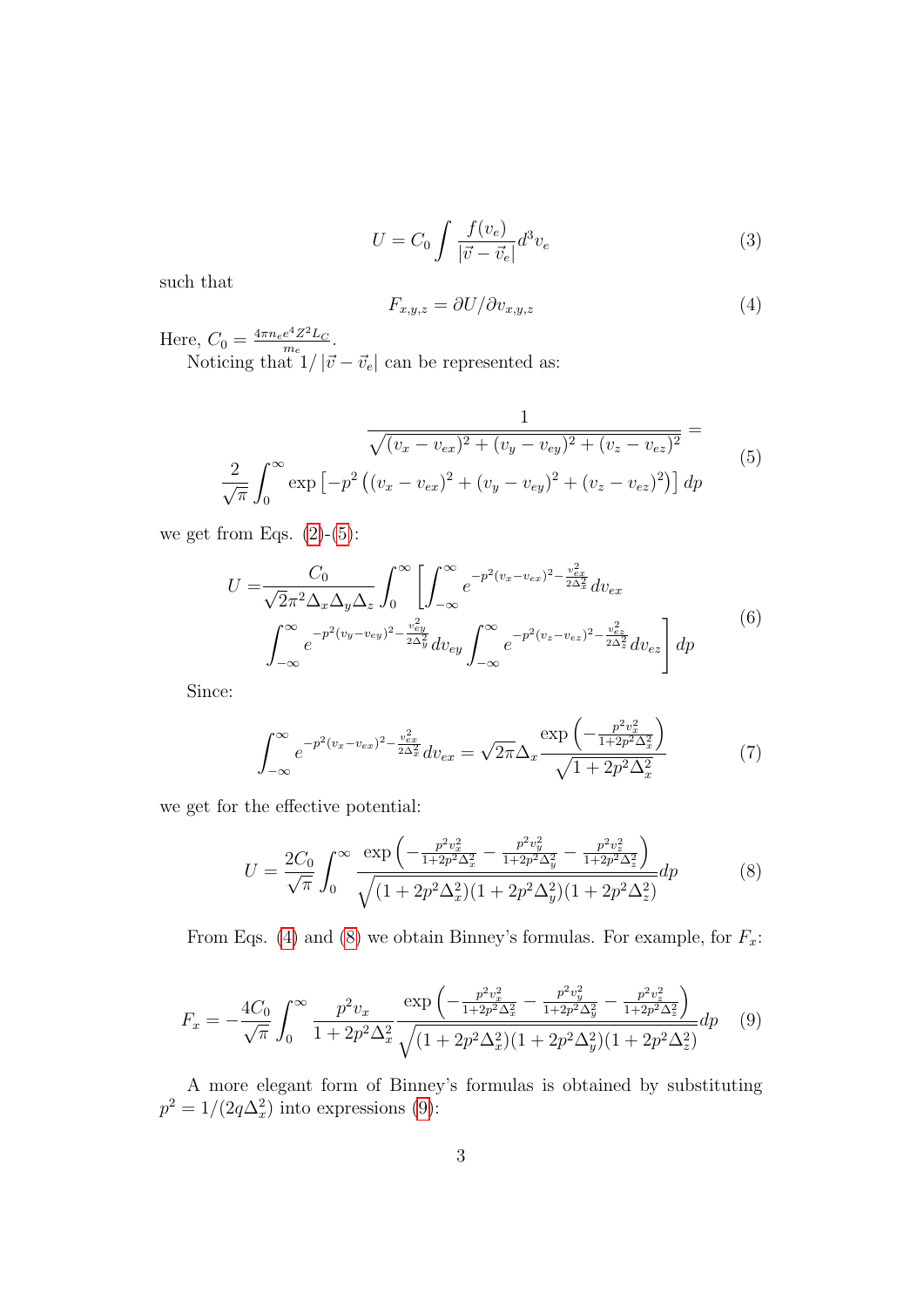$$U = C_0 \int \frac{f(v_e)}{|\vec{v} - \vec{v}_e|} d^3 v_e \tag{3}$$

such that

$$F_{x,y,z} = \partial U / \partial v_{x,y,z} \tag{4}$$

Here, $C_0 = \frac{4\pi n_e e^4 Z^2 L_C}{m_e}$.

Noticing that $1/|\vec{v} - \vec{v}_e|$ can be represented as:

$$\begin{gathered} \frac{1}{\sqrt{(v_x - v_{ex})^2 + (v_y - v_{ey})^2 + (v_z - v_{ez})^2}} = \\ \frac{2}{\sqrt{\pi}} \int_0^\infty \exp\left[-p^2\left((v_x - v_{ex})^2 + (v_y - v_{ey})^2 + (v_z - v_{ez})^2\right)\right] dp \end{gathered} \tag{5}$$

we get from Eqs. (2)-(5):

$$\begin{aligned} U =& \frac{C_0}{\sqrt{2}\pi^2 \Delta_x \Delta_y \Delta_z} \int_0^\infty \left[ \int_{-\infty}^\infty e^{-p^2(v_x - v_{ex})^2 - \frac{v_{ex}^2}{2\Delta_x^2}} dv_{ex} \right. \\ & \left. \int_{-\infty}^\infty e^{-p^2(v_y - v_{ey})^2 - \frac{v_{ey}^2}{2\Delta_y^2}} dv_{ey} \int_{-\infty}^\infty e^{-p^2(v_z - v_{ez})^2 - \frac{v_{ez}^2}{2\Delta_z^2}} dv_{ez} \right] dp \end{aligned} \tag{6}$$

Since:

$$\int_{-\infty}^\infty e^{-p^2(v_x - v_{ex})^2 - \frac{v_{ex}^2}{2\Delta_x^2}} dv_{ex} = \sqrt{2\pi}\Delta_x \frac{\exp\left(-\frac{p^2 v_x^2}{1+2p^2\Delta_x^2}\right)}{\sqrt{1+2p^2\Delta_x^2}} \tag{7}$$

we get for the effective potential:

$$U = \frac{2C_0}{\sqrt{\pi}} \int_0^\infty \frac{\exp\left(-\frac{p^2 v_x^2}{1+2p^2\Delta_x^2} - \frac{p^2 v_y^2}{1+2p^2\Delta_y^2} - \frac{p^2 v_z^2}{1+2p^2\Delta_z^2}\right)}{\sqrt{(1+2p^2\Delta_x^2)(1+2p^2\Delta_y^2)(1+2p^2\Delta_z^2)}} dp \tag{8}$$

From Eqs. (4) and (8) we obtain Binney's formulas. For example, for $F_x$:

$$F_x = -\frac{4C_0}{\sqrt{\pi}} \int_0^\infty \frac{p^2 v_x}{1+2p^2\Delta_x^2} \frac{\exp\left(-\frac{p^2 v_x^2}{1+2p^2\Delta_x^2} - \frac{p^2 v_y^2}{1+2p^2\Delta_y^2} - \frac{p^2 v_z^2}{1+2p^2\Delta_z^2}\right)}{\sqrt{(1+2p^2\Delta_x^2)(1+2p^2\Delta_y^2)(1+2p^2\Delta_z^2)}} dp \tag{9}$$

A more elegant form of Binney's formulas is obtained by substituting $p^2 = 1/(2q\Delta_x^2)$ into expressions (9):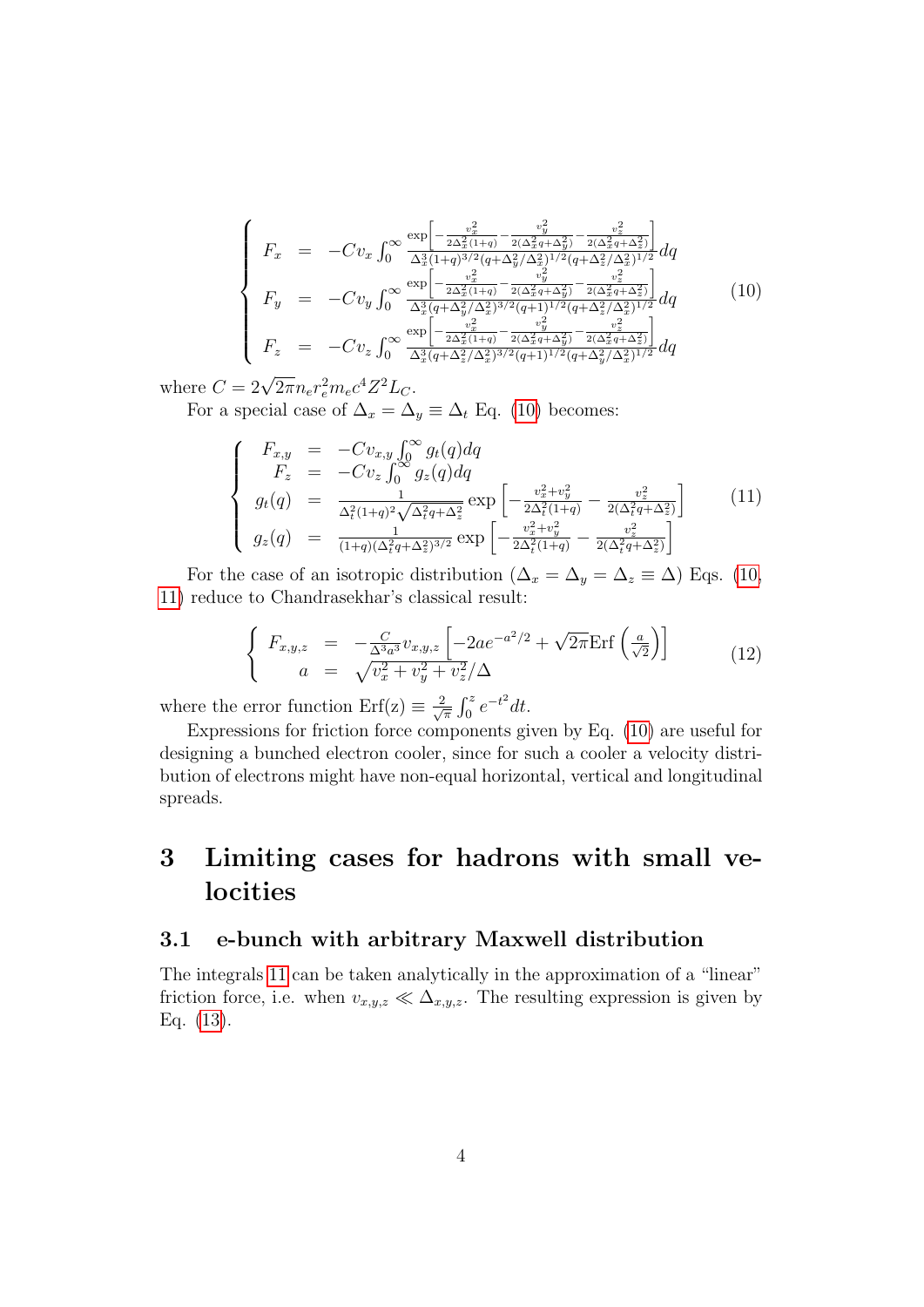$$
\left\{
\begin{array}{rcl}
F_x & = & -Cv_x \int_0^\infty \frac{\exp\left[-\frac{v_x^2}{2\Delta_x^2(1+q)} - \frac{v_y^2}{2(\Delta_x^2 q+\Delta_y^2)} - \frac{v_z^2}{2(\Delta_x^2 q+\Delta_z^2)}\right]}{\Delta_x^3(1+q)^{3/2}(q+\Delta_y^2/\Delta_x^2)^{1/2}(q+\Delta_z^2/\Delta_x^2)^{1/2}} dq \\
F_y & = & -Cv_y \int_0^\infty \frac{\exp\left[-\frac{v_x^2}{2\Delta_x^2(1+q)} - \frac{v_y^2}{2(\Delta_x^2 q+\Delta_y^2)} - \frac{v_z^2}{2(\Delta_x^2 q+\Delta_z^2)}\right]}{\Delta_x^3(q+\Delta_y^2/\Delta_x^2)^{3/2}(q+1)^{1/2}(q+\Delta_z^2/\Delta_x^2)^{1/2}} dq \\
F_z & = & -Cv_z \int_0^\infty \frac{\exp\left[-\frac{v_x^2}{2\Delta_x^2(1+q)} - \frac{v_y^2}{2(\Delta_x^2 q+\Delta_y^2)} - \frac{v_z^2}{2(\Delta_x^2 q+\Delta_z^2)}\right]}{\Delta_x^3(q+\Delta_z^2/\Delta_x^2)^{3/2}(q+1)^{1/2}(q+\Delta_y^2/\Delta_x^2)^{1/2}} dq
\end{array}
\right. \tag{10}
$$

where $C = 2\sqrt{2\pi} n_e r_e^2 m_e c^4 Z^2 L_C$.

For a special case of $\Delta_x = \Delta_y \equiv \Delta_t$ Eq. (10) becomes:

$$
\left\{
\begin{array}{rcl}
F_{x,y} & = & -Cv_{x,y} \int_0^\infty g_t(q) dq \\
F_z & = & -Cv_z \int_0^\infty g_z(q) dq \\
g_t(q) & = & \frac{1}{\Delta_t^2(1+q)^2\sqrt{\Delta_t^2 q+\Delta_z^2}} \exp\left[-\frac{v_x^2+v_y^2}{2\Delta_t^2(1+q)} - \frac{v_z^2}{2(\Delta_t^2 q+\Delta_z^2)}\right] \\
g_z(q) & = & \frac{1}{(1+q)(\Delta_t^2 q+\Delta_z^2)^{3/2}} \exp\left[-\frac{v_x^2+v_y^2}{2\Delta_t^2(1+q)} - \frac{v_z^2}{2(\Delta_t^2 q+\Delta_z^2)}\right]
\end{array}
\right. \tag{11}
$$

For the case of an isotropic distribution ($\Delta_x = \Delta_y = \Delta_z \equiv \Delta$) Eqs. (10, 11) reduce to Chandrasekhar's classical result:

$$
\left\{
\begin{array}{rcl}
F_{x,y,z} & = & -\frac{C}{\Delta^3 a^3} v_{x,y,z} \left[-2ae^{-a^2/2} + \sqrt{2\pi}\,\mathrm{Erf}\left(\frac{a}{\sqrt{2}}\right)\right] \\
a & = & \sqrt{v_x^2 + v_y^2 + v_z^2}/\Delta
\end{array}
\right. \tag{12}
$$

where the error function $\mathrm{Erf(z)} \equiv \frac{2}{\sqrt{\pi}} \int_0^z e^{-t^2} dt$.

Expressions for friction force components given by Eq. (10) are useful for designing a bunched electron cooler, since for such a cooler a velocity distribution of electrons might have non-equal horizontal, vertical and longitudinal spreads.

# 3 Limiting cases for hadrons with small velocities

## 3.1 e-bunch with arbitrary Maxwell distribution

The integrals 11 can be taken analytically in the approximation of a "linear" friction force, i.e. when $v_{x,y,z} \ll \Delta_{x,y,z}$. The resulting expression is given by Eq. (13).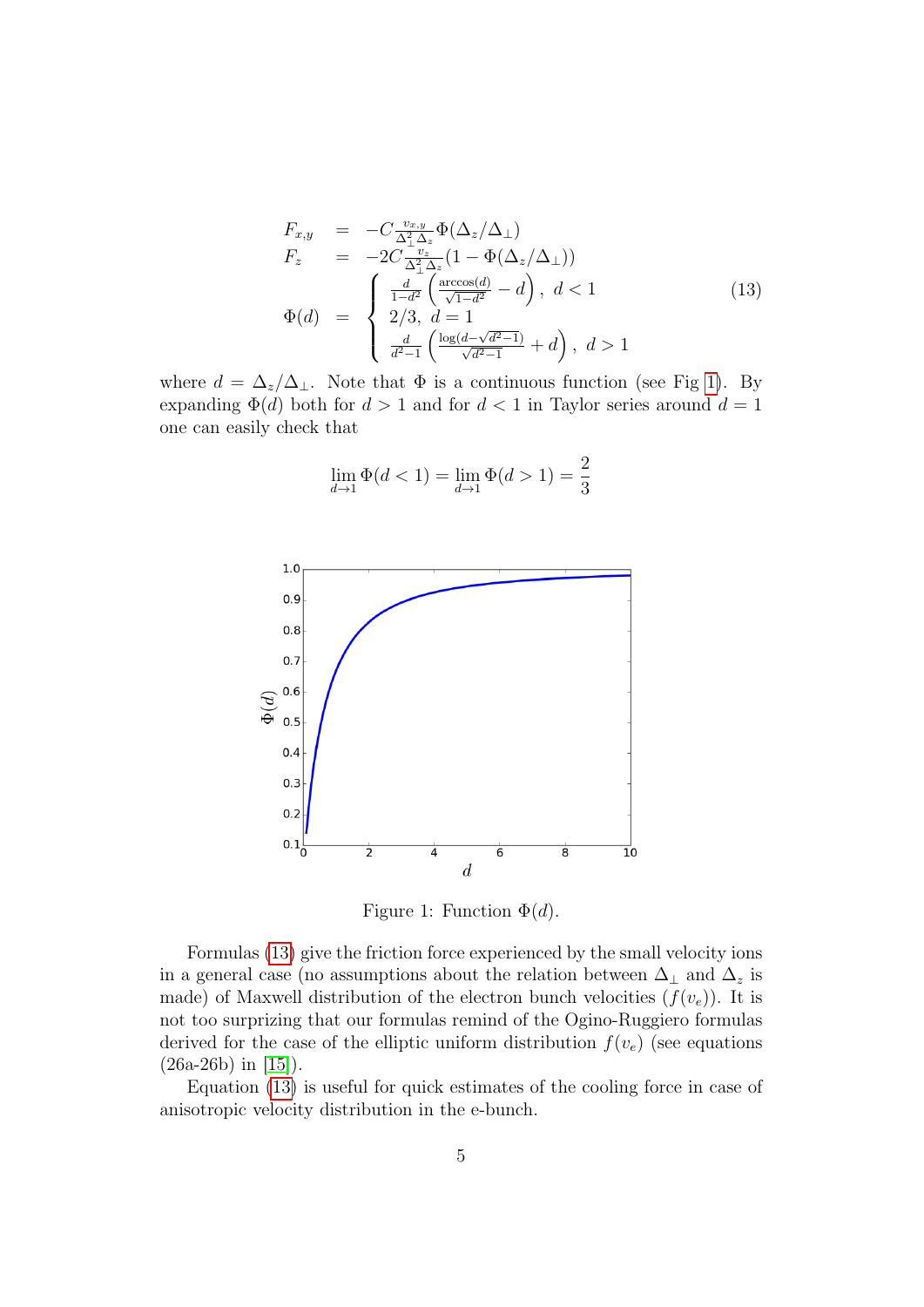$$
\begin{array}{rcl}
F_{x,y} & = & -C\frac{v_{x,y}}{\Delta_\perp^2 \Delta_z}\Phi(\Delta_z/\Delta_\perp) \\
F_z & = & -2C\frac{v_z}{\Delta_\perp^2 \Delta_z}(1-\Phi(\Delta_z/\Delta_\perp)) \\
\Phi(d) & = & \left\{ \begin{array}{l} \frac{d}{1-d^2}\left(\frac{\arccos(d)}{\sqrt{1-d^2}} - d\right), \ d<1 \\ 2/3, \ d=1 \\ \frac{d}{d^2-1}\left(\frac{\log(d-\sqrt{d^2-1})}{\sqrt{d^2-1}} + d\right), \ d>1 \end{array} \right.
\end{array}
\tag{13}
$$

where $d = \Delta_z/\Delta_\perp$. Note that $\Phi$ is a continuous function (see Fig 1). By expanding $\Phi(d)$ both for $d > 1$ and for $d < 1$ in Taylor series around $d = 1$ one can easily check that

$$
\lim_{d\to 1}\Phi(d<1) = \lim_{d\to 1}\Phi(d>1) = \frac{2}{3}
$$

Figure 1: Function $\Phi(d)$.

Formulas (13) give the friction force experienced by the small velocity ions in a general case (no assumptions about the relation between $\Delta_\perp$ and $\Delta_z$ is made) of Maxwell distribution of the electron bunch velocities ($f(v_e)$). It is not too surprizing that our formulas remind of the Ogino-Ruggiero formulas derived for the case of the elliptic uniform distribution $f(v_e)$ (see equations (26a-26b) in [15]).

Equation (13) is useful for quick estimates of the cooling force in case of anisotropic velocity distribution in the e-bunch.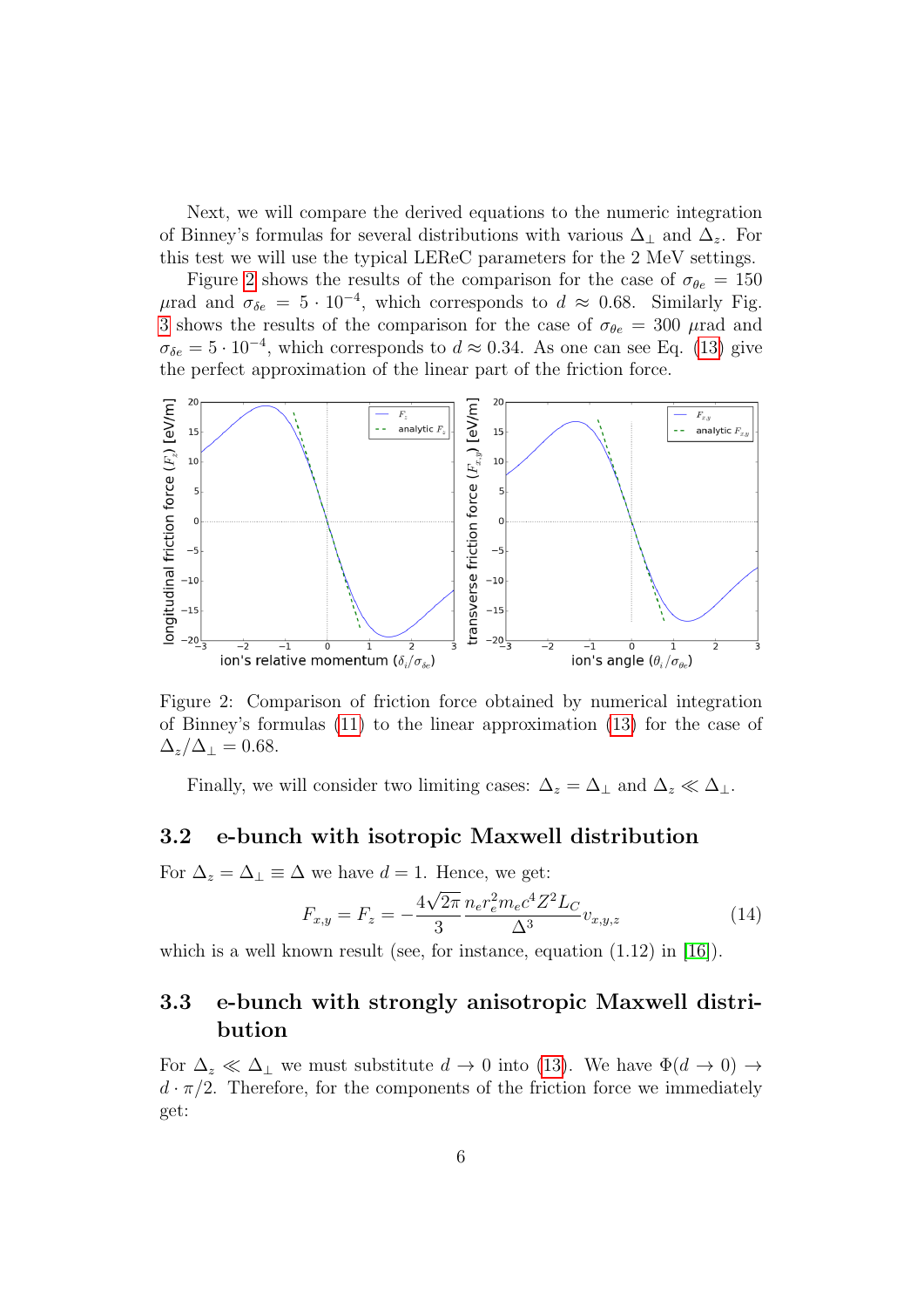Next, we will compare the derived equations to the numeric integration of Binney's formulas for several distributions with various $\Delta_\perp$ and $\Delta_z$. For this test we will use the typical LEReC parameters for the 2 MeV settings.

Figure 2 shows the results of the comparison for the case of $\sigma_{\theta e} = 150$ $\mu$rad and $\sigma_{\delta e} = 5 \cdot 10^{-4}$, which corresponds to $d \approx 0.68$. Similarly Fig. 3 shows the results of the comparison for the case of $\sigma_{\theta e} = 300$ $\mu$rad and $\sigma_{\delta e} = 5 \cdot 10^{-4}$, which corresponds to $d \approx 0.34$. As one can see Eq. (13) give the perfect approximation of the linear part of the friction force.

Figure 2: Comparison of friction force obtained by numerical integration of Binney's formulas (11) to the linear approximation (13) for the case of $\Delta_z/\Delta_\perp = 0.68$.

Finally, we will consider two limiting cases: $\Delta_z = \Delta_\perp$ and $\Delta_z \ll \Delta_\perp$.

## 3.2 e-bunch with isotropic Maxwell distribution

For $\Delta_z = \Delta_\perp \equiv \Delta$ we have $d = 1$. Hence, we get:

$$F_{x,y} = F_z = -\frac{4\sqrt{2\pi}}{3} \frac{n_e r_e^2 m_e c^4 Z^2 L_C}{\Delta^3} v_{x,y,z} \tag{14}$$

which is a well known result (see, for instance, equation (1.12) in [16]).

## 3.3 e-bunch with strongly anisotropic Maxwell distribution

For $\Delta_z \ll \Delta_\perp$ we must substitute $d \to 0$ into (13). We have $\Phi(d \to 0) \to d \cdot \pi/2$. Therefore, for the components of the friction force we immediately get: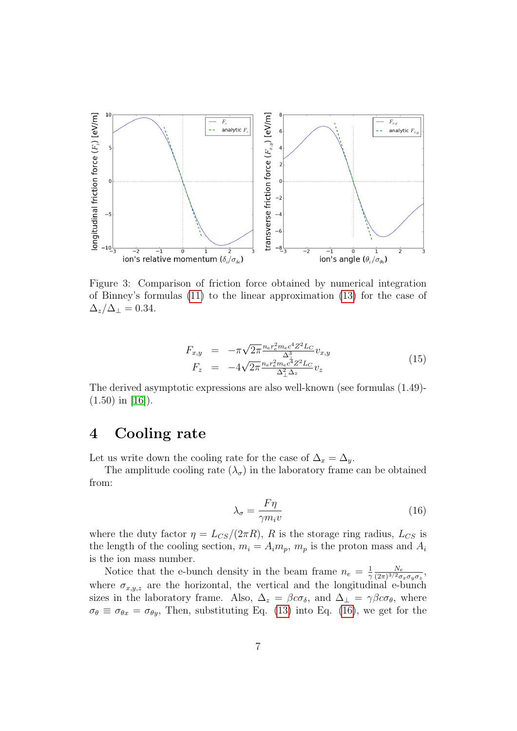Figure 3: Comparison of friction force obtained by numerical integration of Binney's formulas (11) to the linear approximation (13) for the case of $\Delta_z/\Delta_\perp = 0.34$.

$$
\begin{aligned}
F_{x,y} &= -\pi\sqrt{2\pi}\frac{n_e r_e^2 m_e c^4 Z^2 L_C}{\Delta_\perp^3} v_{x,y} \\
F_z &= -4\sqrt{2\pi}\frac{n_e r_e^2 m_e c^4 Z^2 L_C}{\Delta_\perp^2 \Delta_z} v_z
\end{aligned}
\tag{15}
$$

The derived asymptotic expressions are also well-known (see formulas (1.49)-(1.50) in [16]).

# 4 Cooling rate

Let us write down the cooling rate for the case of $\Delta_x = \Delta_y$.

The amplitude cooling rate ($\lambda_\sigma$) in the laboratory frame can be obtained from:

$$
\lambda_\sigma = \frac{F\eta}{\gamma m_i v} \tag{16}
$$

where the duty factor $\eta = L_{CS}/(2\pi R)$, $R$ is the storage ring radius, $L_{CS}$ is the length of the cooling section, $m_i = A_i m_p$, $m_p$ is the proton mass and $A_i$ is the ion mass number.

Notice that the e-bunch density in the beam frame $n_e = \frac{1}{\gamma}\frac{N_e}{(2\pi)^{3/2}\sigma_x\sigma_y\sigma_z}$, where $\sigma_{x,y,z}$ are the horizontal, the vertical and the longitudinal e-bunch sizes in the laboratory frame. Also, $\Delta_z = \beta c \sigma_\delta$, and $\Delta_\perp = \gamma\beta c\sigma_\theta$, where $\sigma_\theta \equiv \sigma_{\theta x} = \sigma_{\theta y}$, Then, substituting Eq. (13) into Eq. (16), we get for the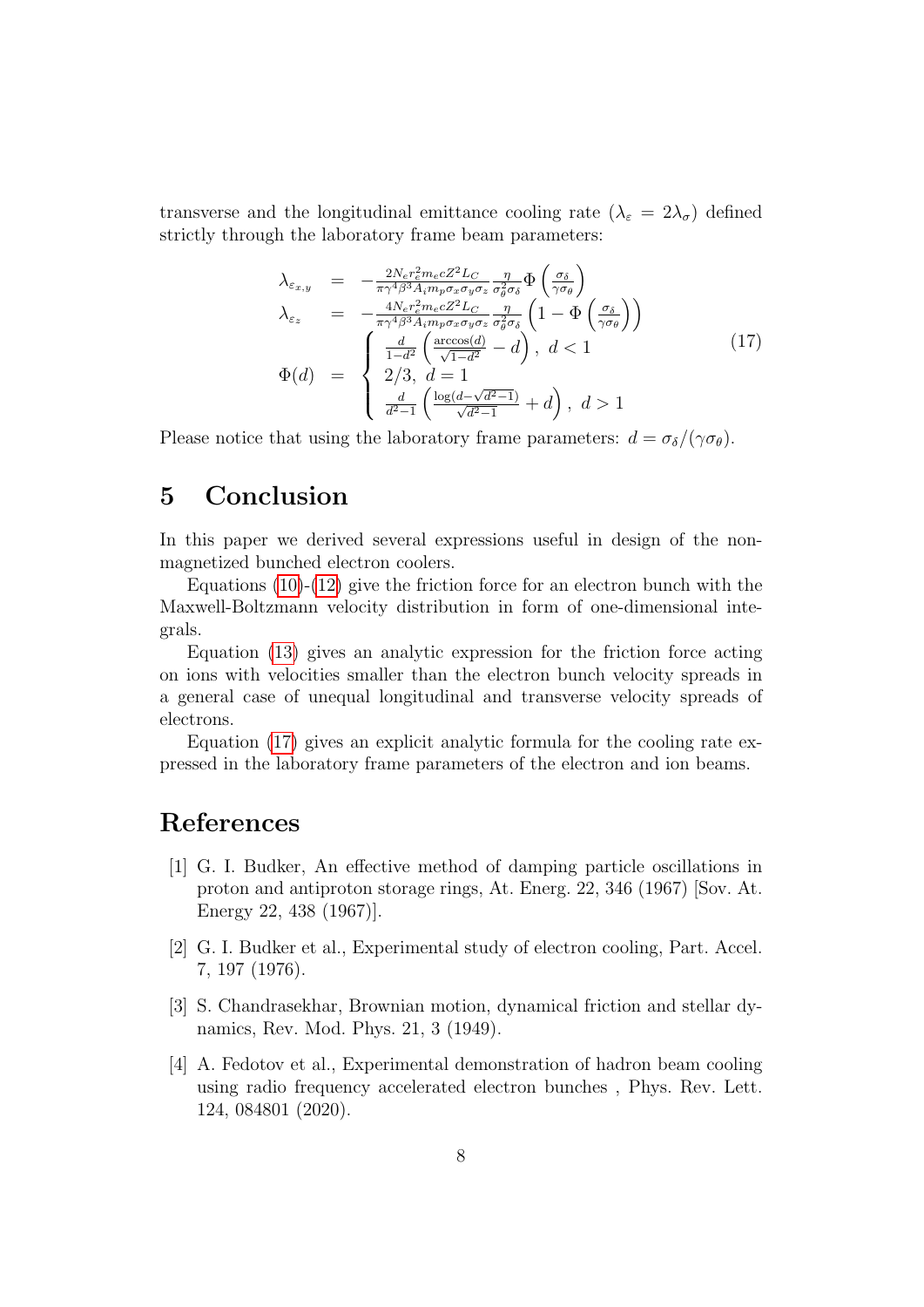transverse and the longitudinal emittance cooling rate ($\lambda_\varepsilon = 2\lambda_\sigma$) defined strictly through the laboratory frame beam parameters:

$$
\begin{aligned}
\lambda_{\varepsilon_{x,y}} &= -\frac{2N_e r_e^2 m_e c Z^2 L_C}{\pi\gamma^4\beta^3 A_i m_p \sigma_x\sigma_y\sigma_z}\frac{\eta}{\sigma_\theta^2\sigma_\delta}\Phi\left(\frac{\sigma_\delta}{\gamma\sigma_\theta}\right) \\
\lambda_{\varepsilon_z} &= -\frac{4N_e r_e^2 m_e c Z^2 L_C}{\pi\gamma^4\beta^3 A_i m_p \sigma_x\sigma_y\sigma_z}\frac{\eta}{\sigma_\theta^2\sigma_\delta}\left(1-\Phi\left(\frac{\sigma_\delta}{\gamma\sigma_\theta}\right)\right) \\
\Phi(d) &= \begin{cases} \frac{d}{1-d^2}\left(\frac{\arccos(d)}{\sqrt{1-d^2}}-d\right), \ d<1 \\ 2/3, \ d=1 \\ \frac{d}{d^2-1}\left(\frac{\log(d-\sqrt{d^2-1})}{\sqrt{d^2-1}}+d\right), \ d>1 \end{cases}
\end{aligned}
\tag{17}
$$

Please notice that using the laboratory frame parameters: $d = \sigma_\delta/(\gamma\sigma_\theta)$.

## 5 Conclusion

In this paper we derived several expressions useful in design of the non-magnetized bunched electron coolers.

Equations (10)-(12) give the friction force for an electron bunch with the Maxwell-Boltzmann velocity distribution in form of one-dimensional integrals.

Equation (13) gives an analytic expression for the friction force acting on ions with velocities smaller than the electron bunch velocity spreads in a general case of unequal longitudinal and transverse velocity spreads of electrons.

Equation (17) gives an explicit analytic formula for the cooling rate expressed in the laboratory frame parameters of the electron and ion beams.

# References

[1] G. I. Budker, An effective method of damping particle oscillations in proton and antiproton storage rings, At. Energ. 22, 346 (1967) [Sov. At. Energy 22, 438 (1967)].

[2] G. I. Budker et al., Experimental study of electron cooling, Part. Accel. 7, 197 (1976).

[3] S. Chandrasekhar, Brownian motion, dynamical friction and stellar dynamics, Rev. Mod. Phys. 21, 3 (1949).

[4] A. Fedotov et al., Experimental demonstration of hadron beam cooling using radio frequency accelerated electron bunches , Phys. Rev. Lett. 124, 084801 (2020).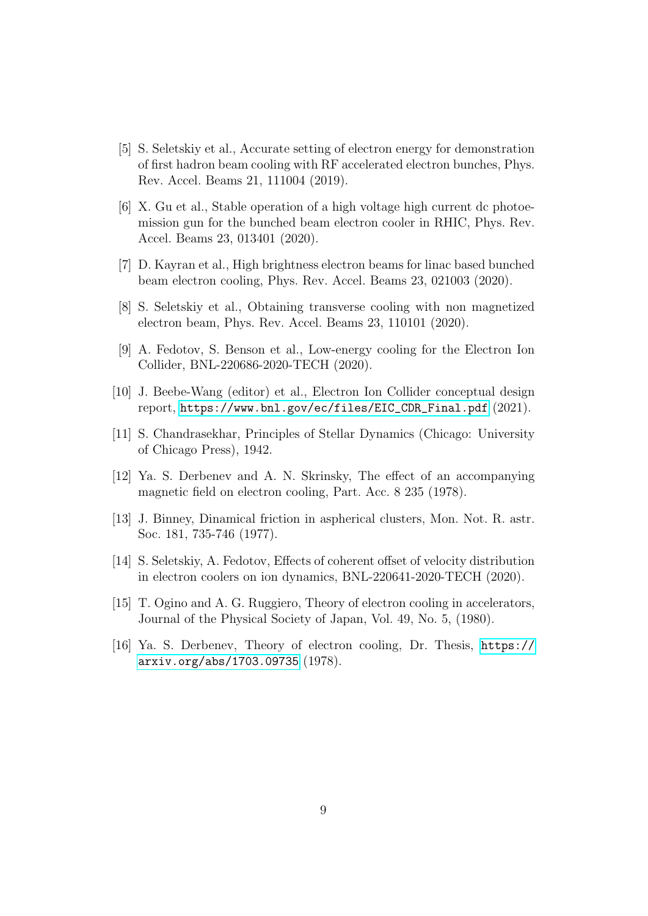[5] S. Seletskiy et al., Accurate setting of electron energy for demonstration of first hadron beam cooling with RF accelerated electron bunches, Phys. Rev. Accel. Beams 21, 111004 (2019).

[6] X. Gu et al., Stable operation of a high voltage high current dc photoemission gun for the bunched beam electron cooler in RHIC, Phys. Rev. Accel. Beams 23, 013401 (2020).

[7] D. Kayran et al., High brightness electron beams for linac based bunched beam electron cooling, Phys. Rev. Accel. Beams 23, 021003 (2020).

[8] S. Seletskiy et al., Obtaining transverse cooling with non magnetized electron beam, Phys. Rev. Accel. Beams 23, 110101 (2020).

[9] A. Fedotov, S. Benson et al., Low-energy cooling for the Electron Ion Collider, BNL-220686-2020-TECH (2020).

[10] J. Beebe-Wang (editor) et al., Electron Ion Collider conceptual design report, https://www.bnl.gov/ec/files/EIC_CDR_Final.pdf (2021).

[11] S. Chandrasekhar, Principles of Stellar Dynamics (Chicago: University of Chicago Press), 1942.

[12] Ya. S. Derbenev and A. N. Skrinsky, The effect of an accompanying magnetic field on electron cooling, Part. Acc. 8 235 (1978).

[13] J. Binney, Dinamical friction in aspherical clusters, Mon. Not. R. astr. Soc. 181, 735-746 (1977).

[14] S. Seletskiy, A. Fedotov, Effects of coherent offset of velocity distribution in electron coolers on ion dynamics, BNL-220641-2020-TECH (2020).

[15] T. Ogino and A. G. Ruggiero, Theory of electron cooling in accelerators, Journal of the Physical Society of Japan, Vol. 49, No. 5, (1980).

[16] Ya. S. Derbenev, Theory of electron cooling, Dr. Thesis, https://arxiv.org/abs/1703.09735 (1978).